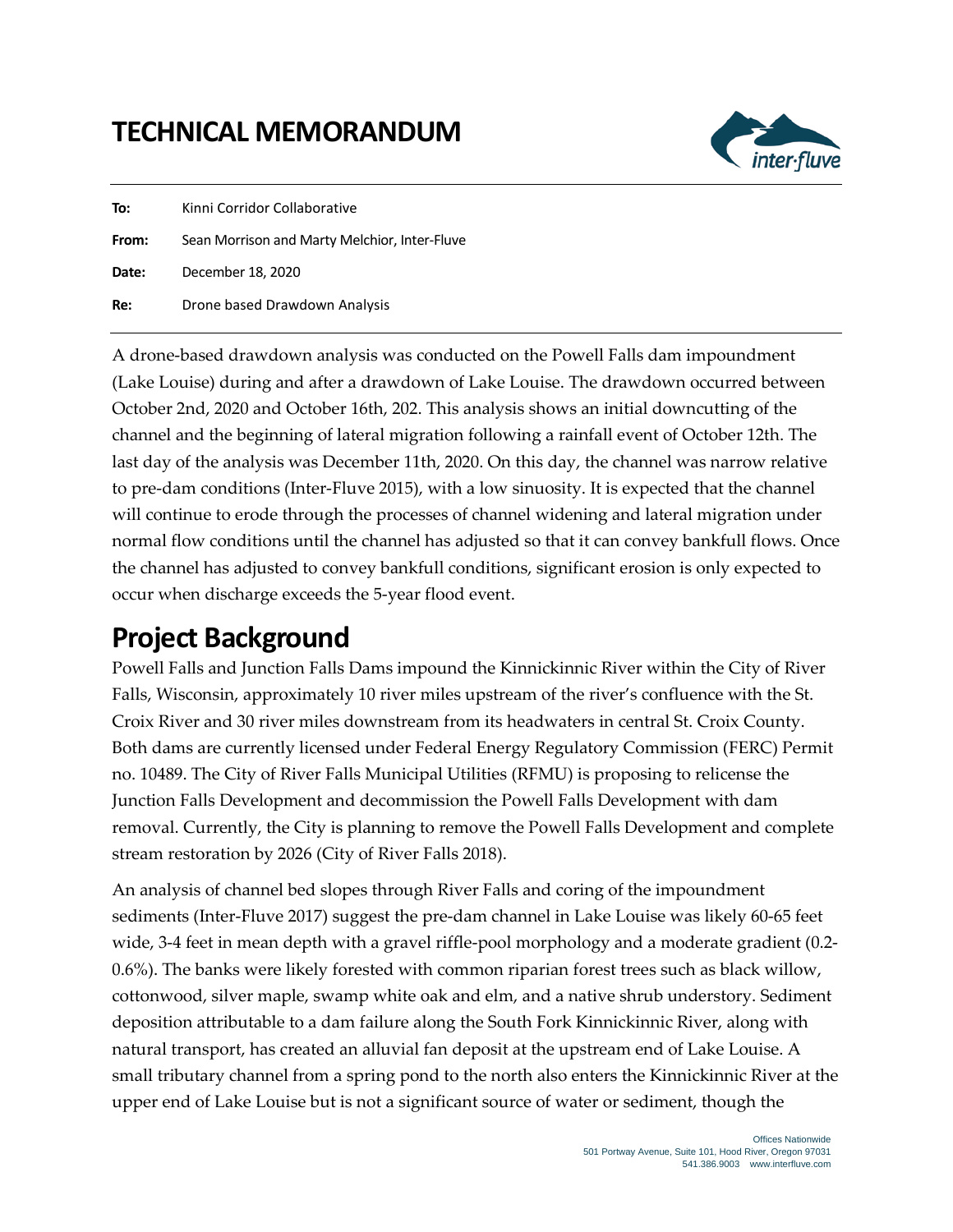# TECHNICAL MEMORANDUM

**To:** Kinni Corridor Collaborative

**From:** Sean Morrison and Marty Melchior, Inter-Fluve

**Date:** December 18, 2020

**Re:** Drone based Drawdown Analysis

A drone-based drawdown analysis was conducted on the Powell Falls dam impoundment (Lake Louise) during and after a drawdown of Lake Louise. The drawdown occurred between October 2nd, 2020 and October 16th, 202. This analysis shows an initial downcutting of the channel and the beginning of lateral migration following a rainfall event of October 12th. The last day of the analysis was December 11th, 2020. On this day, the channel was narrow relative to pre-dam conditions (Inter-Fluve 2015), with a low sinuosity. It is expected that the channel will continue to erode through the processes of channel widening and lateral migration under normal flow conditions until the channel has adjusted so that it can convey bankfull flows. Once the channel has adjusted to convey bankfull conditions, significant erosion is only expected to occur when discharge exceeds the 5-year flood event.

## Project Background

Powell Falls and Junction Falls Dams impound the Kinnickinnic River within the City of River Falls, Wisconsin, approximately 10 river miles upstream of the river's confluence with the St. Croix River and 30 river miles downstream from its headwaters in central St. Croix County. Both dams are currently licensed under Federal Energy Regulatory Commission (FERC) Permit no. 10489. The City of River Falls Municipal Utilities (RFMU) is proposing to relicense the Junction Falls Development and decommission the Powell Falls Development with dam removal. Currently, the City is planning to remove the Powell Falls Development and complete stream restoration by 2026 (City of River Falls 2018).

An analysis of channel bed slopes through River Falls and coring of the impoundment sediments (Inter-Fluve 2017) suggest the pre-dam channel in Lake Louise was likely 60-65 feet wide, 3-4 feet in mean depth with a gravel riffle-pool morphology and a moderate gradient (0.2-0.6%). The banks were likely forested with common riparian forest trees such as black willow, cottonwood, silver maple, swamp white oak and elm, and a native shrub understory. Sediment deposition attributable to a dam failure along the South Fork Kinnickinnic River, along with natural transport, has created an alluvial fan deposit at the upstream end of Lake Louise. A small tributary channel from a spring pond to the north also enters the Kinnickinnic River at the upper end of Lake Louise but is not a significant source of water or sediment, though the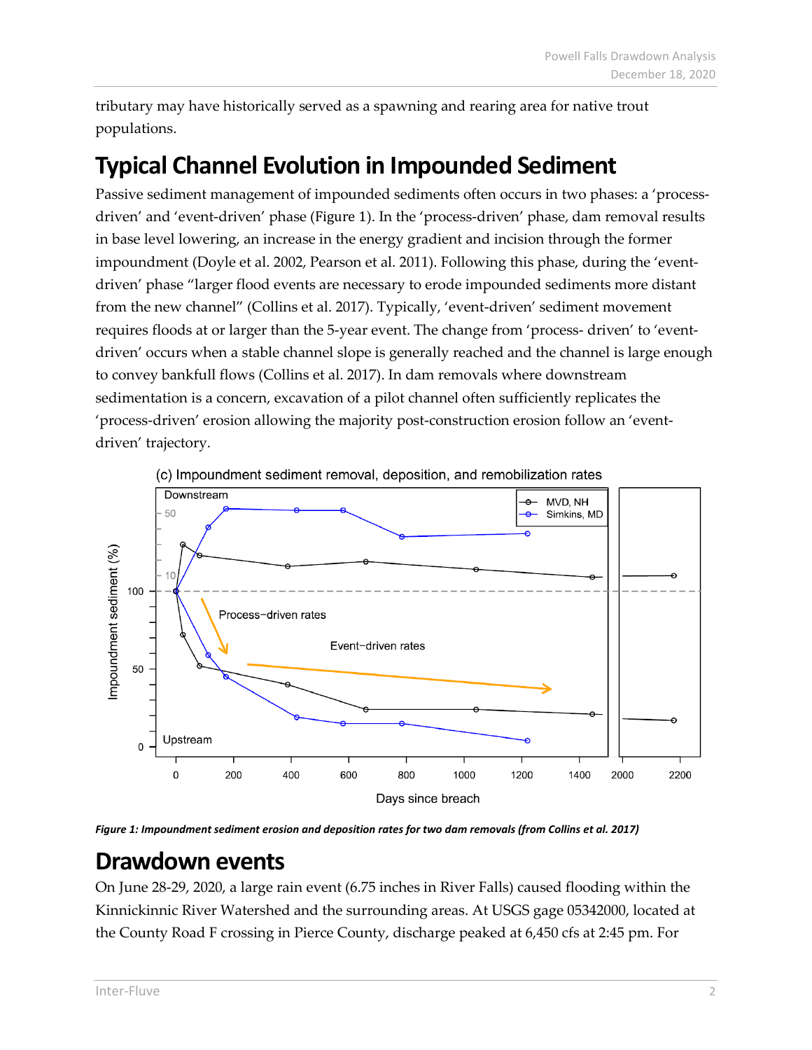tributary may have historically served as a spawning and rearing area for native trout populations.

# Typical Channel Evolution in Impounded Sediment

Passive sediment management of impounded sediments often occurs in two phases: a 'process-driven' and 'event-driven' phase (Figure 1). In the 'process-driven' phase, dam removal results in base level lowering, an increase in the energy gradient and incision through the former impoundment (Doyle et al. 2002, Pearson et al. 2011). Following this phase, during the 'event-driven' phase "larger flood events are necessary to erode impounded sediments more distant from the new channel" (Collins et al. 2017). Typically, 'event-driven' sediment movement requires floods at or larger than the 5-year event. The change from 'process- driven' to 'event-driven' occurs when a stable channel slope is generally reached and the channel is large enough to convey bankfull flows (Collins et al. 2017). In dam removals where downstream sedimentation is a concern, excavation of a pilot channel often sufficiently replicates the 'process-driven' erosion allowing the majority post-construction erosion follow an 'event-driven' trajectory.

***Figure 1: Impoundment sediment erosion and deposition rates for two dam removals (from Collins et al. 2017)***

# Drawdown events

On June 28-29, 2020, a large rain event (6.75 inches in River Falls) caused flooding within the Kinnickinnic River Watershed and the surrounding areas. At USGS gage 05342000, located at the County Road F crossing in Pierce County, discharge peaked at 6,450 cfs at 2:45 pm. For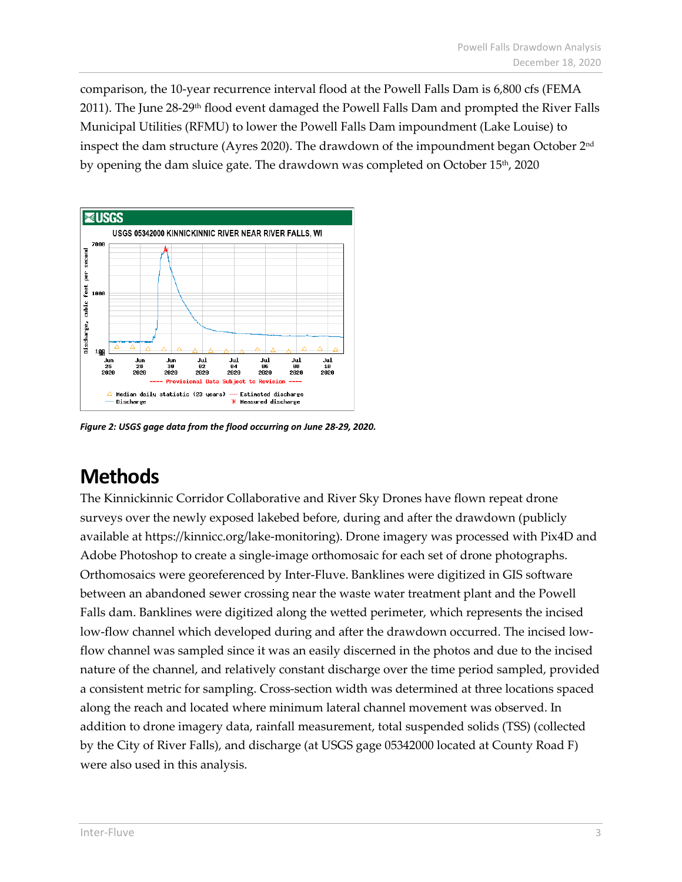comparison, the 10-year recurrence interval flood at the Powell Falls Dam is 6,800 cfs (FEMA 2011). The June 28-29th flood event damaged the Powell Falls Dam and prompted the River Falls Municipal Utilities (RFMU) to lower the Powell Falls Dam impoundment (Lake Louise) to inspect the dam structure (Ayres 2020). The drawdown of the impoundment began October 2nd by opening the dam sluice gate. The drawdown was completed on October 15th, 2020

***Figure 2: USGS gage data from the flood occurring on June 28-29, 2020.***

# Methods

The Kinnickinnic Corridor Collaborative and River Sky Drones have flown repeat drone surveys over the newly exposed lakebed before, during and after the drawdown (publicly available at https://kinnicc.org/lake-monitoring). Drone imagery was processed with Pix4D and Adobe Photoshop to create a single-image orthomosaic for each set of drone photographs. Orthomosaics were georeferenced by Inter-Fluve. Banklines were digitized in GIS software between an abandoned sewer crossing near the waste water treatment plant and the Powell Falls dam. Banklines were digitized along the wetted perimeter, which represents the incised low-flow channel which developed during and after the drawdown occurred. The incised low-flow channel was sampled since it was an easily discerned in the photos and due to the incised nature of the channel, and relatively constant discharge over the time period sampled, provided a consistent metric for sampling. Cross-section width was determined at three locations spaced along the reach and located where minimum lateral channel movement was observed. In addition to drone imagery data, rainfall measurement, total suspended solids (TSS) (collected by the City of River Falls), and discharge (at USGS gage 05342000 located at County Road F) were also used in this analysis.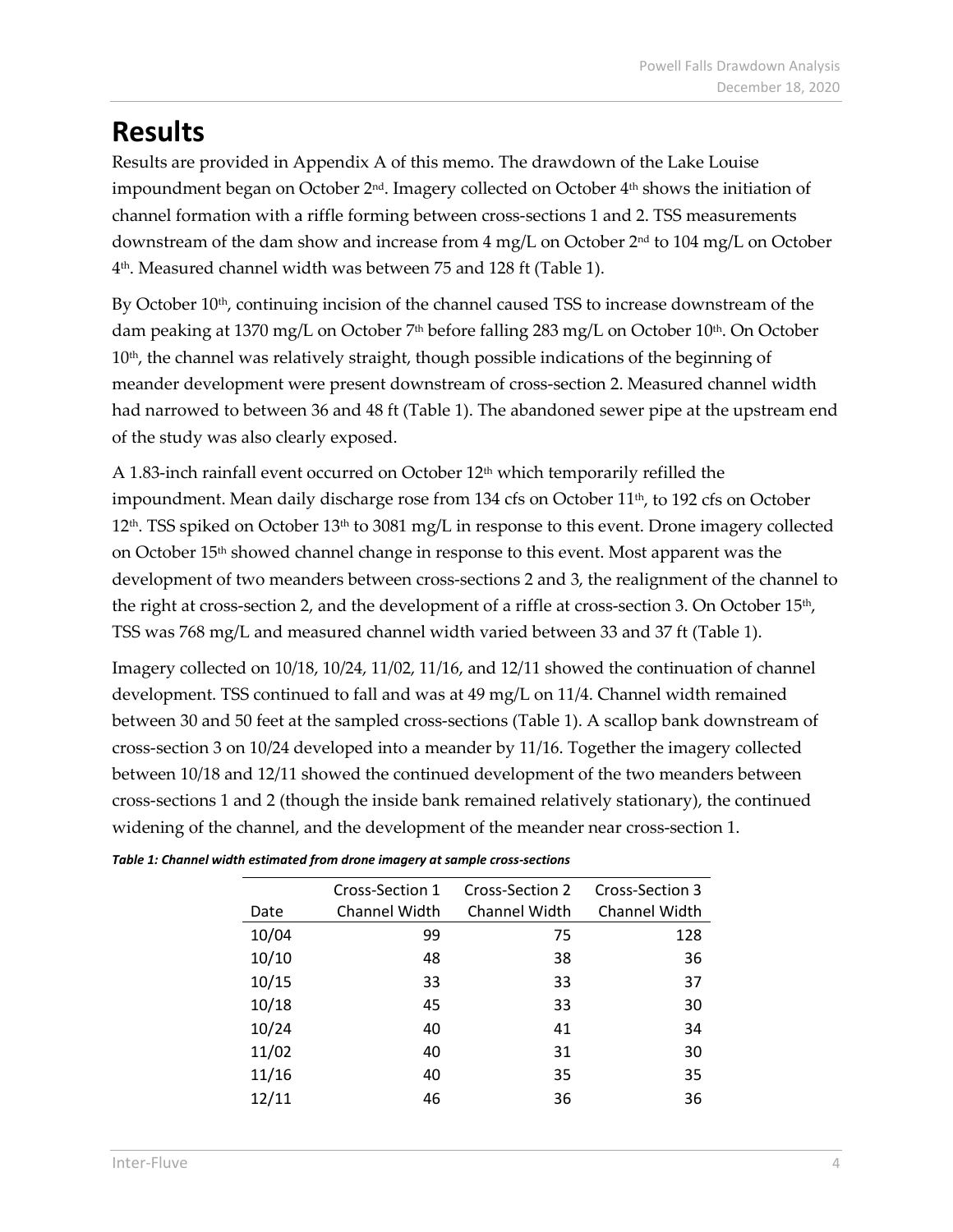# Results

Results are provided in Appendix A of this memo. The drawdown of the Lake Louise impoundment began on October 2nd. Imagery collected on October 4th shows the initiation of channel formation with a riffle forming between cross-sections 1 and 2. TSS measurements downstream of the dam show and increase from 4 mg/L on October 2nd to 104 mg/L on October 4th. Measured channel width was between 75 and 128 ft (Table 1).

By October 10th, continuing incision of the channel caused TSS to increase downstream of the dam peaking at 1370 mg/L on October 7th before falling 283 mg/L on October 10th. On October 10th, the channel was relatively straight, though possible indications of the beginning of meander development were present downstream of cross-section 2. Measured channel width had narrowed to between 36 and 48 ft (Table 1). The abandoned sewer pipe at the upstream end of the study was also clearly exposed.

A 1.83-inch rainfall event occurred on October 12th which temporarily refilled the impoundment. Mean daily discharge rose from 134 cfs on October 11th, to 192 cfs on October 12th. TSS spiked on October 13th to 3081 mg/L in response to this event. Drone imagery collected on October 15th showed channel change in response to this event. Most apparent was the development of two meanders between cross-sections 2 and 3, the realignment of the channel to the right at cross-section 2, and the development of a riffle at cross-section 3. On October 15th, TSS was 768 mg/L and measured channel width varied between 33 and 37 ft (Table 1).

Imagery collected on 10/18, 10/24, 11/02, 11/16, and 12/11 showed the continuation of channel development. TSS continued to fall and was at 49 mg/L on 11/4. Channel width remained between 30 and 50 feet at the sampled cross-sections (Table 1). A scallop bank downstream of cross-section 3 on 10/24 developed into a meander by 11/16. Together the imagery collected between 10/18 and 12/11 showed the continued development of the two meanders between cross-sections 1 and 2 (though the inside bank remained relatively stationary), the continued widening of the channel, and the development of the meander near cross-section 1.

***Table 1: Channel width estimated from drone imagery at sample cross-sections***

| Date | Cross-Section 1 Channel Width | Cross-Section 2 Channel Width | Cross-Section 3 Channel Width |
|---|---|---|---|
| 10/04 | 99 | 75 | 128 |
| 10/10 | 48 | 38 | 36 |
| 10/15 | 33 | 33 | 37 |
| 10/18 | 45 | 33 | 30 |
| 10/24 | 40 | 41 | 34 |
| 11/02 | 40 | 31 | 30 |
| 11/16 | 40 | 35 | 35 |
| 12/11 | 46 | 36 | 36 |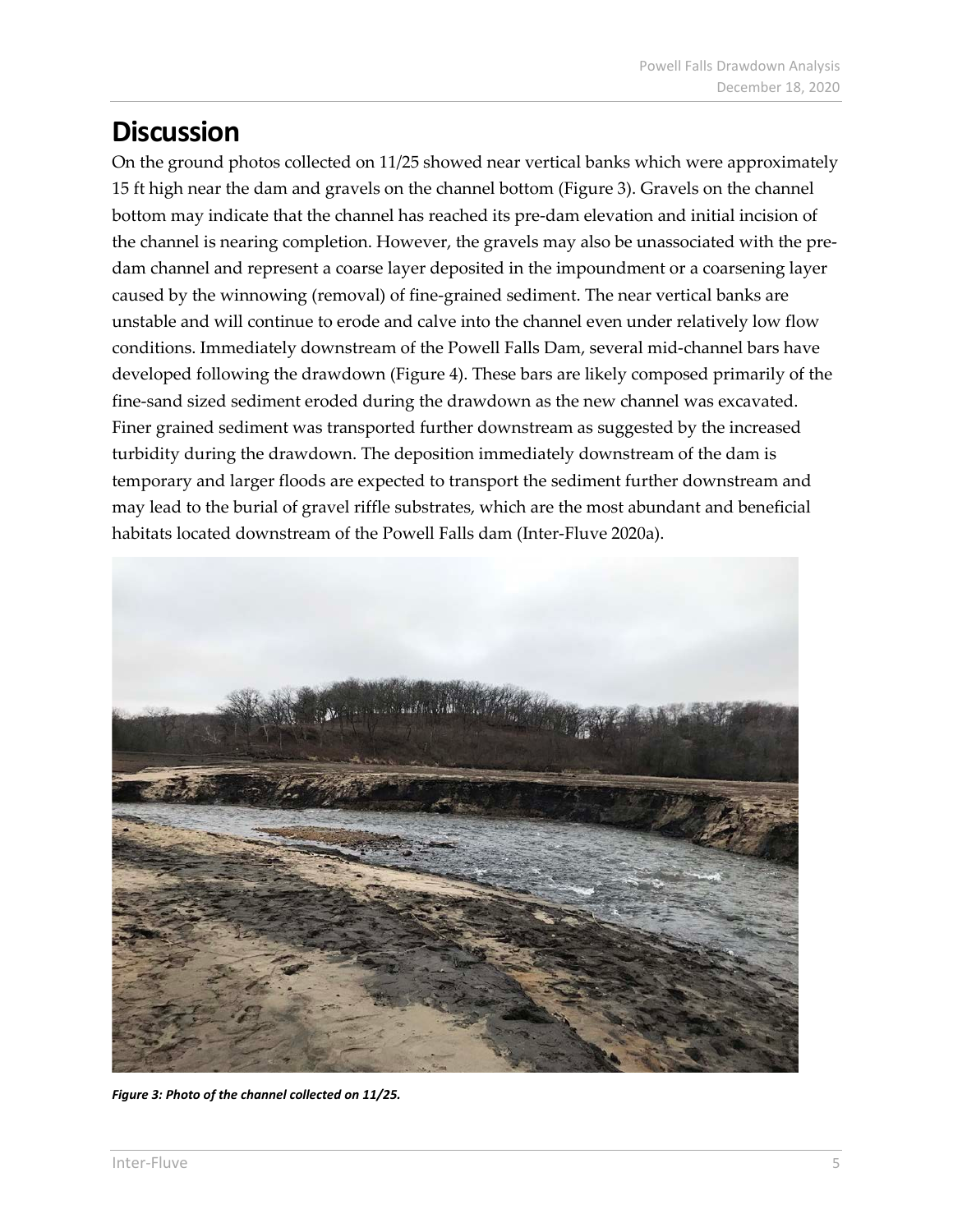# Discussion

On the ground photos collected on 11/25 showed near vertical banks which were approximately 15 ft high near the dam and gravels on the channel bottom (Figure 3). Gravels on the channel bottom may indicate that the channel has reached its pre-dam elevation and initial incision of the channel is nearing completion. However, the gravels may also be unassociated with the pre-dam channel and represent a coarse layer deposited in the impoundment or a coarsening layer caused by the winnowing (removal) of fine-grained sediment. The near vertical banks are unstable and will continue to erode and calve into the channel even under relatively low flow conditions. Immediately downstream of the Powell Falls Dam, several mid-channel bars have developed following the drawdown (Figure 4). These bars are likely composed primarily of the fine-sand sized sediment eroded during the drawdown as the new channel was excavated. Finer grained sediment was transported further downstream as suggested by the increased turbidity during the drawdown. The deposition immediately downstream of the dam is temporary and larger floods are expected to transport the sediment further downstream and may lead to the burial of gravel riffle substrates, which are the most abundant and beneficial habitats located downstream of the Powell Falls dam (Inter-Fluve 2020a).

***Figure 3: Photo of the channel collected on 11/25.***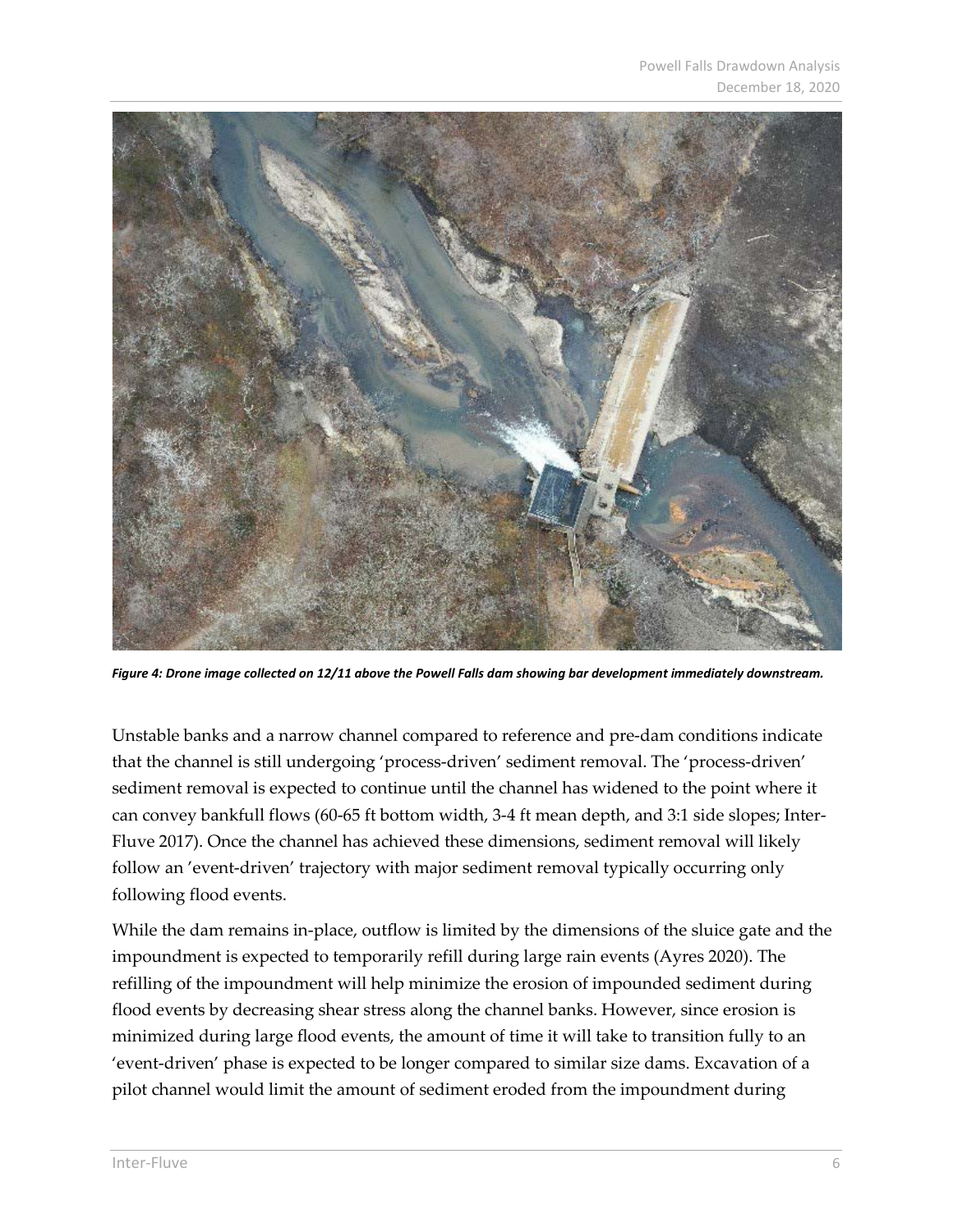*Figure 4: Drone image collected on 12/11 above the Powell Falls dam showing bar development immediately downstream.*

Unstable banks and a narrow channel compared to reference and pre-dam conditions indicate that the channel is still undergoing 'process-driven' sediment removal. The 'process-driven' sediment removal is expected to continue until the channel has widened to the point where it can convey bankfull flows (60-65 ft bottom width, 3-4 ft mean depth, and 3:1 side slopes; Inter-Fluve 2017). Once the channel has achieved these dimensions, sediment removal will likely follow an 'event-driven' trajectory with major sediment removal typically occurring only following flood events.

While the dam remains in-place, outflow is limited by the dimensions of the sluice gate and the impoundment is expected to temporarily refill during large rain events (Ayres 2020). The refilling of the impoundment will help minimize the erosion of impounded sediment during flood events by decreasing shear stress along the channel banks. However, since erosion is minimized during large flood events, the amount of time it will take to transition fully to an 'event-driven' phase is expected to be longer compared to similar size dams. Excavation of a pilot channel would limit the amount of sediment eroded from the impoundment during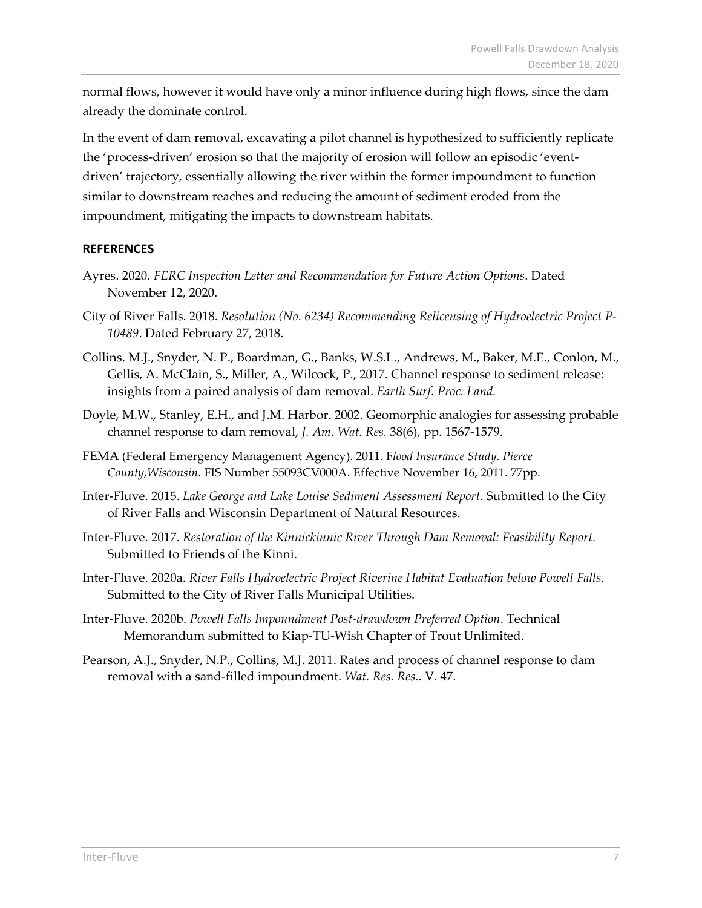normal flows, however it would have only a minor influence during high flows, since the dam already the dominate control.

In the event of dam removal, excavating a pilot channel is hypothesized to sufficiently replicate the 'process-driven' erosion so that the majority of erosion will follow an episodic 'event-driven' trajectory, essentially allowing the river within the former impoundment to function similar to downstream reaches and reducing the amount of sediment eroded from the impoundment, mitigating the impacts to downstream habitats.

## REFERENCES

Ayres. 2020. *FERC Inspection Letter and Recommendation for Future Action Options*. Dated November 12, 2020.

City of River Falls. 2018. *Resolution (No. 6234) Recommending Relicensing of Hydroelectric Project P-10489*. Dated February 27, 2018.

Collins. M.J., Snyder, N. P., Boardman, G., Banks, W.S.L., Andrews, M., Baker, M.E., Conlon, M., Gellis, A. McClain, S., Miller, A., Wilcock, P., 2017. Channel response to sediment release: insights from a paired analysis of dam removal. *Earth Surf. Proc. Land.*

Doyle, M.W., Stanley, E.H., and J.M. Harbor. 2002. Geomorphic analogies for assessing probable channel response to dam removal, *J. Am. Wat. Res.* 38(6), pp. 1567-1579.

FEMA (Federal Emergency Management Agency). 2011. F*lood Insurance Study. Pierce County,Wisconsin.* FIS Number 55093CV000A. Effective November 16, 2011. 77pp.

Inter-Fluve. 2015. *Lake George and Lake Louise Sediment Assessment Report*. Submitted to the City of River Falls and Wisconsin Department of Natural Resources.

Inter-Fluve. 2017. *Restoration of the Kinnickinnic River Through Dam Removal: Feasibility Report.* Submitted to Friends of the Kinni.

Inter-Fluve. 2020a. *River Falls Hydroelectric Project Riverine Habitat Evaluation below Powell Falls*. Submitted to the City of River Falls Municipal Utilities.

Inter-Fluve. 2020b. *Powell Falls Impoundment Post-drawdown Preferred Option*. Technical Memorandum submitted to Kiap-TU-Wish Chapter of Trout Unlimited.

Pearson, A.J., Snyder, N.P., Collins, M.J. 2011. Rates and process of channel response to dam removal with a sand-filled impoundment. *Wat. Res. Res..* V. 47.